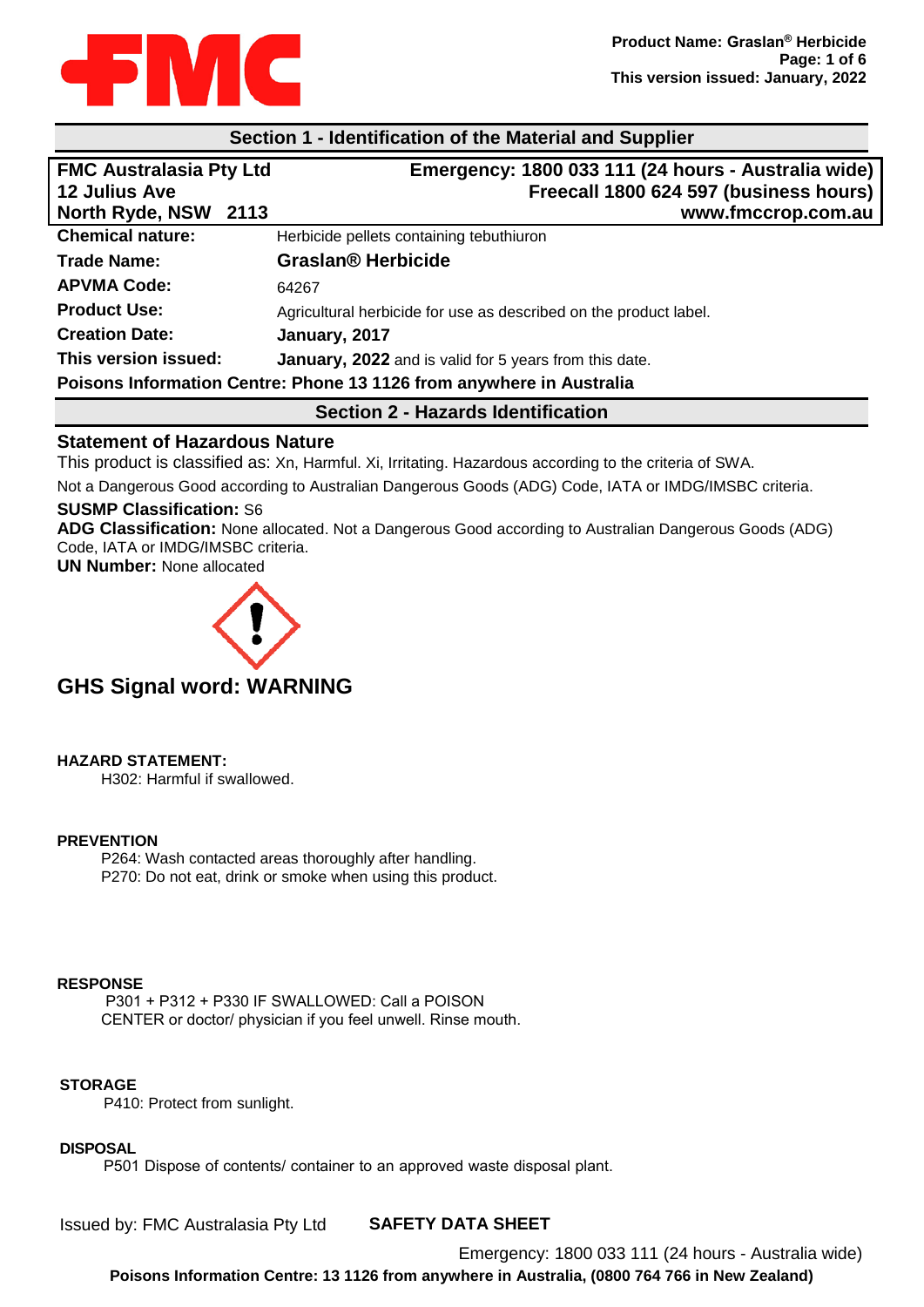## Section 1 - Identification of the Material and Supplier

| **FMC Australasia Pty Ltd** | **Emergency: 1800 033 111 (24 hours - Australia wide)** |
|---|---|
| **12 Julius Ave** | **Freecall 1800 624 597 (business hours)** |
| **North Ryde, NSW 2113** | **www.fmccrop.com.au** |

| | |
|---|---|
| **Chemical nature:** | Herbicide pellets containing tebuthiuron |
| **Trade Name:** | **Graslan® Herbicide** |
| **APVMA Code:** | 64267 |
| **Product Use:** | Agricultural herbicide for use as described on the product label. |
| **Creation Date:** | **January, 2017** |
| **This version issued:** | **January, 2022** and is valid for 5 years from this date. |

**Poisons Information Centre: Phone 13 1126 from anywhere in Australia**

## Section 2 - Hazards Identification

### Statement of Hazardous Nature

This product is classified as: Xn, Harmful. Xi, Irritating. Hazardous according to the criteria of SWA.

Not a Dangerous Good according to Australian Dangerous Goods (ADG) Code, IATA or IMDG/IMSBC criteria.

**SUSMP Classification:** S6

**ADG Classification:** None allocated. Not a Dangerous Good according to Australian Dangerous Goods (ADG) Code, IATA or IMDG/IMSBC criteria.

**UN Number:** None allocated

## GHS Signal word: WARNING

**HAZARD STATEMENT:**

H302: Harmful if swallowed.

**PREVENTION**

P264: Wash contacted areas thoroughly after handling.
P270: Do not eat, drink or smoke when using this product.

**RESPONSE**

P301 + P312 + P330 IF SWALLOWED: Call a POISON CENTER or doctor/ physician if you feel unwell. Rinse mouth.

**STORAGE**

P410: Protect from sunlight.

**DISPOSAL**

P501 Dispose of contents/ container to an approved waste disposal plant.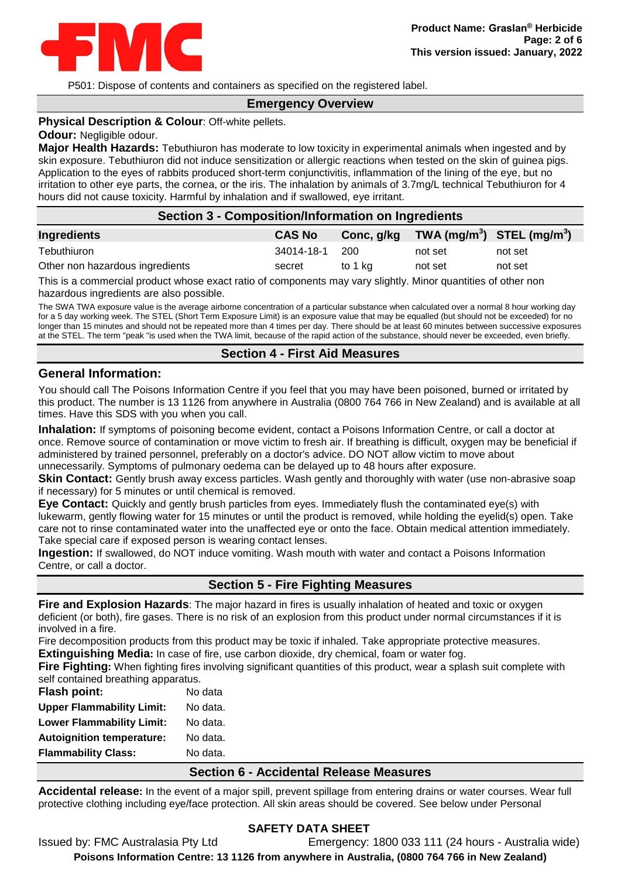P501: Dispose of contents and containers as specified on the registered label.

## Emergency Overview

**Physical Description & Colour**: Off-white pellets.

**Odour:** Negligible odour.

**Major Health Hazards:** Tebuthiuron has moderate to low toxicity in experimental animals when ingested and by skin exposure. Tebuthiuron did not induce sensitization or allergic reactions when tested on the skin of guinea pigs. Application to the eyes of rabbits produced short-term conjunctivitis, inflammation of the lining of the eye, but no irritation to other eye parts, the cornea, or the iris. The inhalation by animals of 3.7mg/L technical Tebuthiuron for 4 hours did not cause toxicity. Harmful by inhalation and if swallowed, eye irritant.

## Section 3 - Composition/Information on Ingredients

| Ingredients | CAS No | Conc, g/kg | TWA ($mg/m^3$) | STEL ($mg/m^3$) |
|---|---|---|---|---|
| Tebuthiuron | 34014-18-1 | 200 | not set | not set |
| Other non hazardous ingredients | secret | to 1 kg | not set | not set |

This is a commercial product whose exact ratio of components may vary slightly. Minor quantities of other non hazardous ingredients are also possible.

The SWA TWA exposure value is the average airborne concentration of a particular substance when calculated over a normal 8 hour working day for a 5 day working week. The STEL (Short Term Exposure Limit) is an exposure value that may be equalled (but should not be exceeded) for no longer than 15 minutes and should not be repeated more than 4 times per day. There should be at least 60 minutes between successive exposures at the STEL. The term "peak "is used when the TWA limit, because of the rapid action of the substance, should never be exceeded, even briefly.

## Section 4 - First Aid Measures

### General Information:

You should call The Poisons Information Centre if you feel that you may have been poisoned, burned or irritated by this product. The number is 13 1126 from anywhere in Australia (0800 764 766 in New Zealand) and is available at all times. Have this SDS with you when you call.

**Inhalation:** If symptoms of poisoning become evident, contact a Poisons Information Centre, or call a doctor at once. Remove source of contamination or move victim to fresh air. If breathing is difficult, oxygen may be beneficial if administered by trained personnel, preferably on a doctor's advice. DO NOT allow victim to move about unnecessarily. Symptoms of pulmonary oedema can be delayed up to 48 hours after exposure.

**Skin Contact:** Gently brush away excess particles. Wash gently and thoroughly with water (use non-abrasive soap if necessary) for 5 minutes or until chemical is removed.

**Eye Contact:** Quickly and gently brush particles from eyes. Immediately flush the contaminated eye(s) with lukewarm, gently flowing water for 15 minutes or until the product is removed, while holding the eyelid(s) open. Take care not to rinse contaminated water into the unaffected eye or onto the face. Obtain medical attention immediately. Take special care if exposed person is wearing contact lenses.

**Ingestion:** If swallowed, do NOT induce vomiting. Wash mouth with water and contact a Poisons Information Centre, or call a doctor.

## Section 5 - Fire Fighting Measures

**Fire and Explosion Hazards**: The major hazard in fires is usually inhalation of heated and toxic or oxygen deficient (or both), fire gases. There is no risk of an explosion from this product under normal circumstances if it is involved in a fire.

Fire decomposition products from this product may be toxic if inhaled. Take appropriate protective measures.

**Extinguishing Media:** In case of fire, use carbon dioxide, dry chemical, foam or water fog.

**Fire Fighting:** When fighting fires involving significant quantities of this product, wear a splash suit complete with self contained breathing apparatus.

**Flash point:** No data

**Upper Flammability Limit:** No data.

**Lower Flammability Limit:** No data.

**Autoignition temperature:** No data.

**Flammability Class:** No data.

## Section 6 - Accidental Release Measures

**Accidental release:** In the event of a major spill, prevent spillage from entering drains or water courses. Wear full protective clothing including eye/face protection. All skin areas should be covered. See below under Personal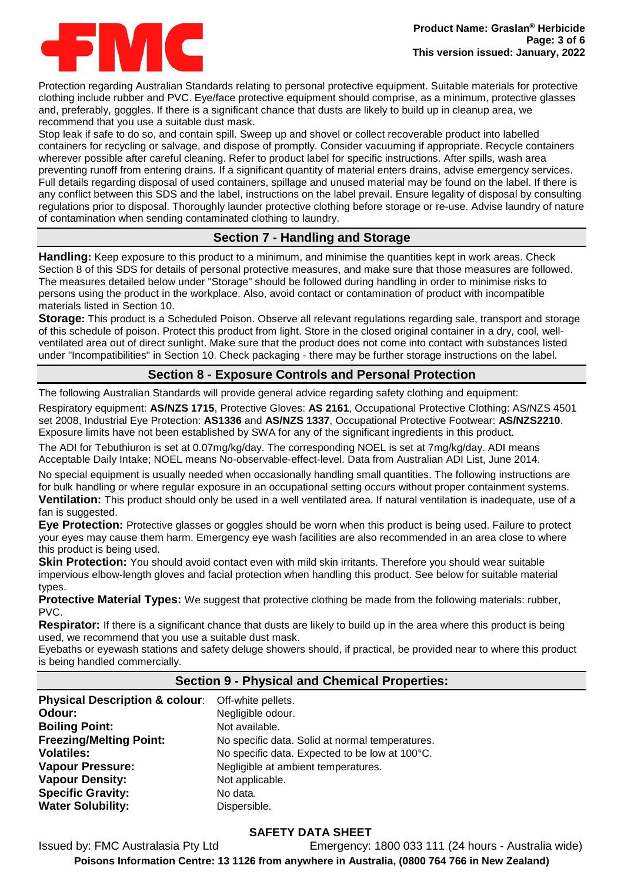Protection regarding Australian Standards relating to personal protective equipment. Suitable materials for protective clothing include rubber and PVC. Eye/face protective equipment should comprise, as a minimum, protective glasses and, preferably, goggles. If there is a significant chance that dusts are likely to build up in cleanup area, we recommend that you use a suitable dust mask.

Stop leak if safe to do so, and contain spill. Sweep up and shovel or collect recoverable product into labelled containers for recycling or salvage, and dispose of promptly. Consider vacuuming if appropriate. Recycle containers wherever possible after careful cleaning. Refer to product label for specific instructions. After spills, wash area preventing runoff from entering drains. If a significant quantity of material enters drains, advise emergency services. Full details regarding disposal of used containers, spillage and unused material may be found on the label. If there is any conflict between this SDS and the label, instructions on the label prevail. Ensure legality of disposal by consulting regulations prior to disposal. Thoroughly launder protective clothing before storage or re-use. Advise laundry of nature of contamination when sending contaminated clothing to laundry.

## Section 7 - Handling and Storage

**Handling:** Keep exposure to this product to a minimum, and minimise the quantities kept in work areas. Check Section 8 of this SDS for details of personal protective measures, and make sure that those measures are followed. The measures detailed below under "Storage" should be followed during handling in order to minimise risks to persons using the product in the workplace. Also, avoid contact or contamination of product with incompatible materials listed in Section 10.

**Storage:** This product is a Scheduled Poison. Observe all relevant regulations regarding sale, transport and storage of this schedule of poison. Protect this product from light. Store in the closed original container in a dry, cool, well-ventilated area out of direct sunlight. Make sure that the product does not come into contact with substances listed under "Incompatibilities" in Section 10. Check packaging - there may be further storage instructions on the label.

## Section 8 - Exposure Controls and Personal Protection

The following Australian Standards will provide general advice regarding safety clothing and equipment:

Respiratory equipment: **AS/NZS 1715**, Protective Gloves: **AS 2161**, Occupational Protective Clothing: AS/NZS 4501 set 2008, Industrial Eye Protection: **AS1336** and **AS/NZS 1337**, Occupational Protective Footwear: **AS/NZS2210**. Exposure limits have not been established by SWA for any of the significant ingredients in this product.

The ADI for Tebuthiuron is set at 0.07mg/kg/day. The corresponding NOEL is set at 7mg/kg/day. ADI means Acceptable Daily Intake; NOEL means No-observable-effect-level. Data from Australian ADI List, June 2014.

No special equipment is usually needed when occasionally handling small quantities. The following instructions are for bulk handling or where regular exposure in an occupational setting occurs without proper containment systems.

**Ventilation:** This product should only be used in a well ventilated area. If natural ventilation is inadequate, use of a fan is suggested.

**Eye Protection:** Protective glasses or goggles should be worn when this product is being used. Failure to protect your eyes may cause them harm. Emergency eye wash facilities are also recommended in an area close to where this product is being used.

**Skin Protection:** You should avoid contact even with mild skin irritants. Therefore you should wear suitable impervious elbow-length gloves and facial protection when handling this product. See below for suitable material types.

**Protective Material Types:** We suggest that protective clothing be made from the following materials: rubber, PVC.

**Respirator:** If there is a significant chance that dusts are likely to build up in the area where this product is being used, we recommend that you use a suitable dust mask.

Eyebaths or eyewash stations and safety deluge showers should, if practical, be provided near to where this product is being handled commercially.

## Section 9 - Physical and Chemical Properties:

| | |
|---|---|
| **Physical Description & colour**: | Off-white pellets. |
| **Odour:** | Negligible odour. |
| **Boiling Point:** | Not available. |
| **Freezing/Melting Point:** | No specific data. Solid at normal temperatures. |
| **Volatiles:** | No specific data. Expected to be low at 100°C. |
| **Vapour Pressure:** | Negligible at ambient temperatures. |
| **Vapour Density:** | Not applicable. |
| **Specific Gravity:** | No data. |
| **Water Solubility:** | Dispersible. |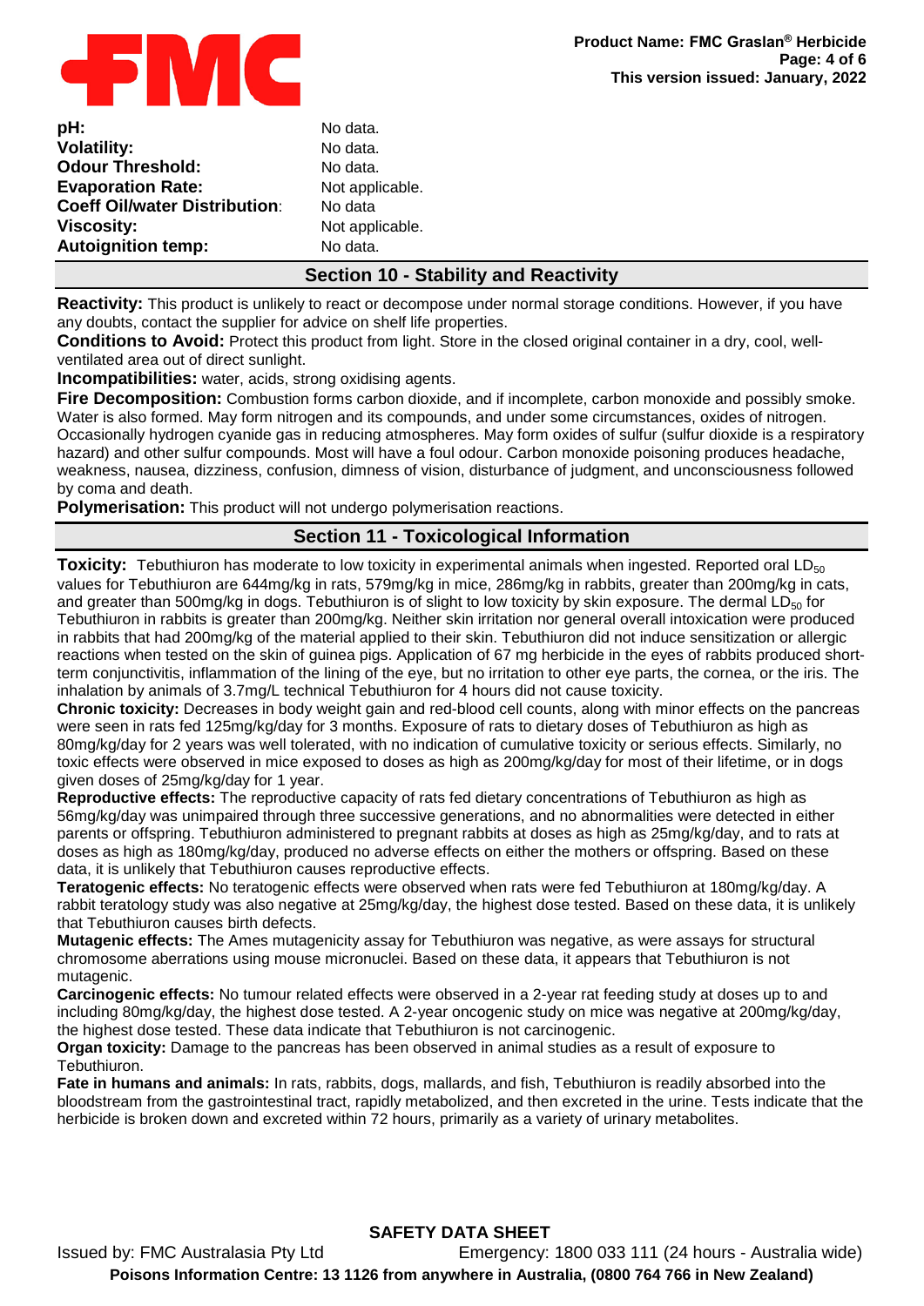| | |
|---|---|
| **pH:** | No data. |
| **Volatility:** | No data. |
| **Odour Threshold:** | No data. |
| **Evaporation Rate:** | Not applicable. |
| **Coeff Oil/water Distribution**: | No data |
| **Viscosity:** | Not applicable. |
| **Autoignition temp:** | No data. |

## Section 10 - Stability and Reactivity

**Reactivity:** This product is unlikely to react or decompose under normal storage conditions. However, if you have any doubts, contact the supplier for advice on shelf life properties.

**Conditions to Avoid:** Protect this product from light. Store in the closed original container in a dry, cool, well-ventilated area out of direct sunlight.

**Incompatibilities:** water, acids, strong oxidising agents.

**Fire Decomposition:** Combustion forms carbon dioxide, and if incomplete, carbon monoxide and possibly smoke. Water is also formed. May form nitrogen and its compounds, and under some circumstances, oxides of nitrogen. Occasionally hydrogen cyanide gas in reducing atmospheres. May form oxides of sulfur (sulfur dioxide is a respiratory hazard) and other sulfur compounds. Most will have a foul odour. Carbon monoxide poisoning produces headache, weakness, nausea, dizziness, confusion, dimness of vision, disturbance of judgment, and unconsciousness followed by coma and death.

**Polymerisation:** This product will not undergo polymerisation reactions.

## Section 11 - Toxicological Information

**Toxicity:** Tebuthiuron has moderate to low toxicity in experimental animals when ingested. Reported oral $LD_{50}$ values for Tebuthiuron are 644mg/kg in rats, 579mg/kg in mice, 286mg/kg in rabbits, greater than 200mg/kg in cats, and greater than 500mg/kg in dogs. Tebuthiuron is of slight to low toxicity by skin exposure. The dermal $LD_{50}$ for Tebuthiuron in rabbits is greater than 200mg/kg. Neither skin irritation nor general overall intoxication were produced in rabbits that had 200mg/kg of the material applied to their skin. Tebuthiuron did not induce sensitization or allergic reactions when tested on the skin of guinea pigs. Application of 67 mg herbicide in the eyes of rabbits produced short-term conjunctivitis, inflammation of the lining of the eye, but no irritation to other eye parts, the cornea, or the iris. The inhalation by animals of 3.7mg/L technical Tebuthiuron for 4 hours did not cause toxicity.

**Chronic toxicity:** Decreases in body weight gain and red-blood cell counts, along with minor effects on the pancreas were seen in rats fed 125mg/kg/day for 3 months. Exposure of rats to dietary doses of Tebuthiuron as high as 80mg/kg/day for 2 years was well tolerated, with no indication of cumulative toxicity or serious effects. Similarly, no toxic effects were observed in mice exposed to doses as high as 200mg/kg/day for most of their lifetime, or in dogs given doses of 25mg/kg/day for 1 year.

**Reproductive effects:** The reproductive capacity of rats fed dietary concentrations of Tebuthiuron as high as 56mg/kg/day was unimpaired through three successive generations, and no abnormalities were detected in either parents or offspring. Tebuthiuron administered to pregnant rabbits at doses as high as 25mg/kg/day, and to rats at doses as high as 180mg/kg/day, produced no adverse effects on either the mothers or offspring. Based on these data, it is unlikely that Tebuthiuron causes reproductive effects.

**Teratogenic effects:** No teratogenic effects were observed when rats were fed Tebuthiuron at 180mg/kg/day. A rabbit teratology study was also negative at 25mg/kg/day, the highest dose tested. Based on these data, it is unlikely that Tebuthiuron causes birth defects.

**Mutagenic effects:** The Ames mutagenicity assay for Tebuthiuron was negative, as were assays for structural chromosome aberrations using mouse micronuclei. Based on these data, it appears that Tebuthiuron is not mutagenic.

**Carcinogenic effects:** No tumour related effects were observed in a 2-year rat feeding study at doses up to and including 80mg/kg/day, the highest dose tested. A 2-year oncogenic study on mice was negative at 200mg/kg/day, the highest dose tested. These data indicate that Tebuthiuron is not carcinogenic.

**Organ toxicity:** Damage to the pancreas has been observed in animal studies as a result of exposure to Tebuthiuron.

**Fate in humans and animals:** In rats, rabbits, dogs, mallards, and fish, Tebuthiuron is readily absorbed into the bloodstream from the gastrointestinal tract, rapidly metabolized, and then excreted in the urine. Tests indicate that the herbicide is broken down and excreted within 72 hours, primarily as a variety of urinary metabolites.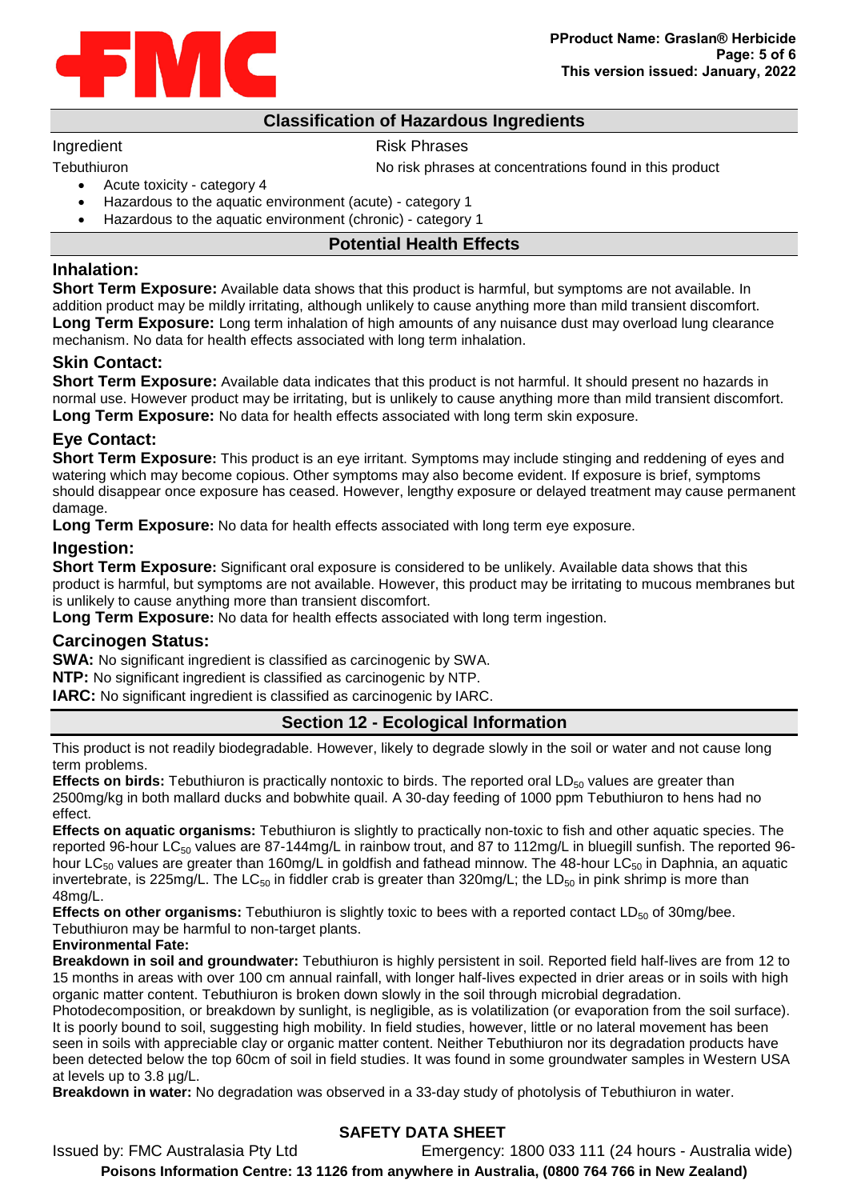## Classification of Hazardous Ingredients

| Ingredient | Risk Phrases |
| --- | --- |
| Tebuthiuron | No risk phrases at concentrations found in this product |

- Acute toxicity - category 4
- Hazardous to the aquatic environment (acute) - category 1
- Hazardous to the aquatic environment (chronic) - category 1

## Potential Health Effects

### Inhalation:

**Short Term Exposure:** Available data shows that this product is harmful, but symptoms are not available. In addition product may be mildly irritating, although unlikely to cause anything more than mild transient discomfort.
**Long Term Exposure:** Long term inhalation of high amounts of any nuisance dust may overload lung clearance mechanism. No data for health effects associated with long term inhalation.

### Skin Contact:

**Short Term Exposure:** Available data indicates that this product is not harmful. It should present no hazards in normal use. However product may be irritating, but is unlikely to cause anything more than mild transient discomfort.
**Long Term Exposure:** No data for health effects associated with long term skin exposure.

### Eye Contact:

**Short Term Exposure:** This product is an eye irritant. Symptoms may include stinging and reddening of eyes and watering which may become copious. Other symptoms may also become evident. If exposure is brief, symptoms should disappear once exposure has ceased. However, lengthy exposure or delayed treatment may cause permanent damage.
**Long Term Exposure:** No data for health effects associated with long term eye exposure.

### Ingestion:

**Short Term Exposure:** Significant oral exposure is considered to be unlikely. Available data shows that this product is harmful, but symptoms are not available. However, this product may be irritating to mucous membranes but is unlikely to cause anything more than transient discomfort.
**Long Term Exposure:** No data for health effects associated with long term ingestion.

### Carcinogen Status:

**SWA:** No significant ingredient is classified as carcinogenic by SWA.
**NTP:** No significant ingredient is classified as carcinogenic by NTP.
**IARC:** No significant ingredient is classified as carcinogenic by IARC.

## Section 12 - Ecological Information

This product is not readily biodegradable. However, likely to degrade slowly in the soil or water and not cause long term problems.
**Effects on birds:** Tebuthiuron is practically nontoxic to birds. The reported oral $LD_{50}$ values are greater than 2500mg/kg in both mallard ducks and bobwhite quail. A 30-day feeding of 1000 ppm Tebuthiuron to hens had no effect.
**Effects on aquatic organisms:** Tebuthiuron is slightly to practically non-toxic to fish and other aquatic species. The reported 96-hour $LC_{50}$ values are 87-144mg/L in rainbow trout, and 87 to 112mg/L in bluegill sunfish. The reported 96-hour $LC_{50}$ values are greater than 160mg/L in goldfish and fathead minnow. The 48-hour $LC_{50}$ in Daphnia, an aquatic invertebrate, is 225mg/L. The $LC_{50}$ in fiddler crab is greater than 320mg/L; the $LD_{50}$ in pink shrimp is more than 48mg/L.
**Effects on other organisms:** Tebuthiuron is slightly toxic to bees with a reported contact $LD_{50}$ of 30mg/bee. Tebuthiuron may be harmful to non-target plants.
**Environmental Fate:**
**Breakdown in soil and groundwater:** Tebuthiuron is highly persistent in soil. Reported field half-lives are from 12 to 15 months in areas with over 100 cm annual rainfall, with longer half-lives expected in drier areas or in soils with high organic matter content. Tebuthiuron is broken down slowly in the soil through microbial degradation.
Photodecomposition, or breakdown by sunlight, is negligible, as is volatilization (or evaporation from the soil surface). It is poorly bound to soil, suggesting high mobility. In field studies, however, little or no lateral movement has been seen in soils with appreciable clay or organic matter content. Neither Tebuthiuron nor its degradation products have been detected below the top 60cm of soil in field studies. It was found in some groundwater samples in Western USA at levels up to 3.8 µg/L.
**Breakdown in water:** No degradation was observed in a 33-day study of photolysis of Tebuthiuron in water.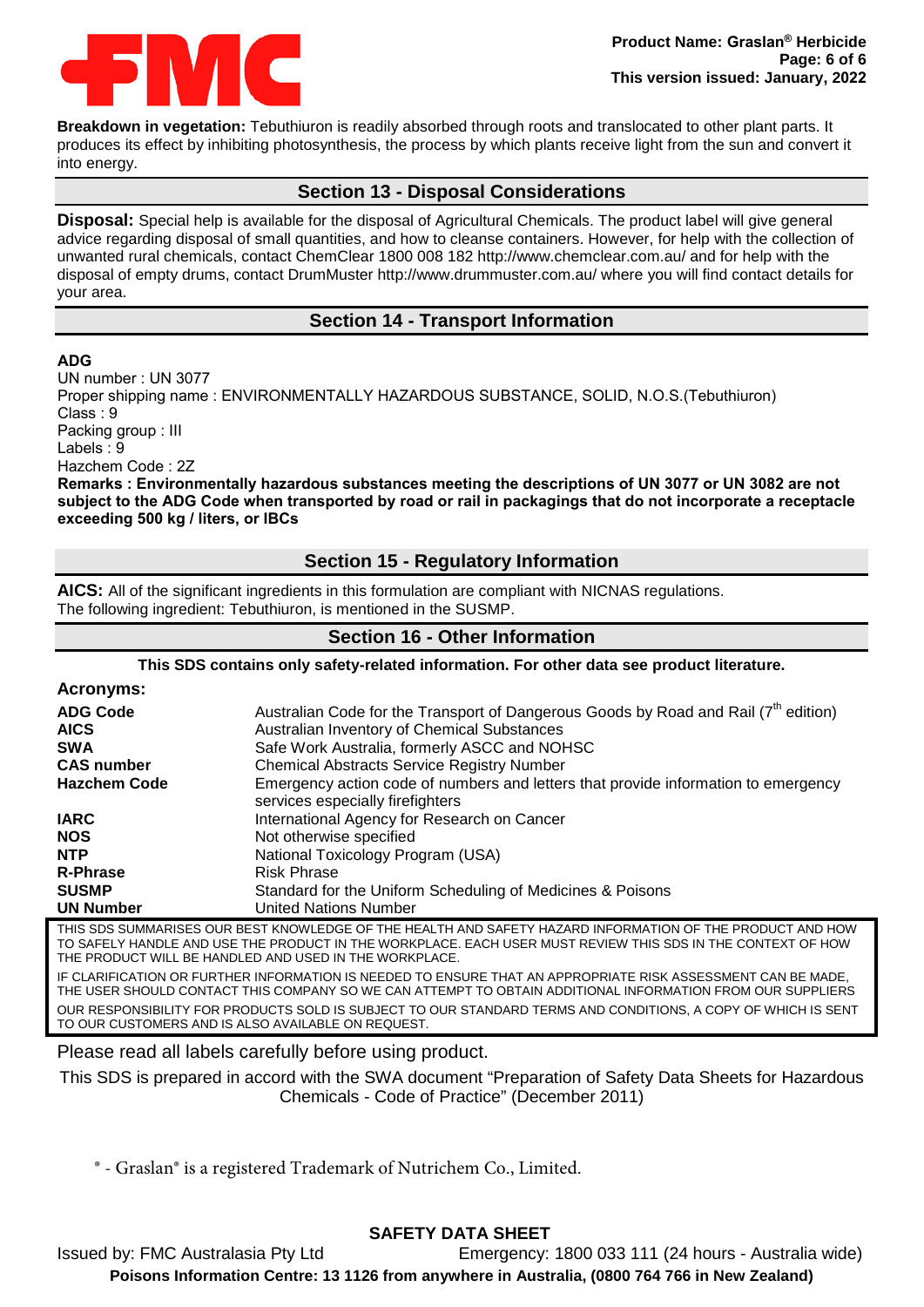**Breakdown in vegetation:** Tebuthiuron is readily absorbed through roots and translocated to other plant parts. It produces its effect by inhibiting photosynthesis, the process by which plants receive light from the sun and convert it into energy.

## Section 13 - Disposal Considerations

**Disposal:** Special help is available for the disposal of Agricultural Chemicals. The product label will give general advice regarding disposal of small quantities, and how to cleanse containers. However, for help with the collection of unwanted rural chemicals, contact ChemClear 1800 008 182 http://www.chemclear.com.au/ and for help with the disposal of empty drums, contact DrumMuster http://www.drummuster.com.au/ where you will find contact details for your area.

## Section 14 - Transport Information

**ADG**

UN number : UN 3077
Proper shipping name : ENVIRONMENTALLY HAZARDOUS SUBSTANCE, SOLID, N.O.S.(Tebuthiuron)
Class : 9
Packing group : III
Labels : 9
Hazchem Code : 2Z

**Remarks : Environmentally hazardous substances meeting the descriptions of UN 3077 or UN 3082 are not subject to the ADG Code when transported by road or rail in packagings that do not incorporate a receptacle exceeding 500 kg / liters, or IBCs**

## Section 15 - Regulatory Information

**AICS:** All of the significant ingredients in this formulation are compliant with NICNAS regulations.
The following ingredient: Tebuthiuron, is mentioned in the SUSMP.

## Section 16 - Other Information

**This SDS contains only safety-related information. For other data see product literature.**

**Acronyms:**

| | |
|---|---|
| **ADG Code** | Australian Code for the Transport of Dangerous Goods by Road and Rail (7th edition) |
| **AICS** | Australian Inventory of Chemical Substances |
| **SWA** | Safe Work Australia, formerly ASCC and NOHSC |
| **CAS number** | Chemical Abstracts Service Registry Number |
| **Hazchem Code** | Emergency action code of numbers and letters that provide information to emergency services especially firefighters |
| **IARC** | International Agency for Research on Cancer |
| **NOS** | Not otherwise specified |
| **NTP** | National Toxicology Program (USA) |
| **R-Phrase** | Risk Phrase |
| **SUSMP** | Standard for the Uniform Scheduling of Medicines & Poisons |
| **UN Number** | United Nations Number |

THIS SDS SUMMARISES OUR BEST KNOWLEDGE OF THE HEALTH AND SAFETY HAZARD INFORMATION OF THE PRODUCT AND HOW TO SAFELY HANDLE AND USE THE PRODUCT IN THE WORKPLACE. EACH USER MUST REVIEW THIS SDS IN THE CONTEXT OF HOW THE PRODUCT WILL BE HANDLED AND USED IN THE WORKPLACE.

IF CLARIFICATION OR FURTHER INFORMATION IS NEEDED TO ENSURE THAT AN APPROPRIATE RISK ASSESSMENT CAN BE MADE, THE USER SHOULD CONTACT THIS COMPANY SO WE CAN ATTEMPT TO OBTAIN ADDITIONAL INFORMATION FROM OUR SUPPLIERS

OUR RESPONSIBILITY FOR PRODUCTS SOLD IS SUBJECT TO OUR STANDARD TERMS AND CONDITIONS, A COPY OF WHICH IS SENT TO OUR CUSTOMERS AND IS ALSO AVAILABLE ON REQUEST.

Please read all labels carefully before using product.

This SDS is prepared in accord with the SWA document “Preparation of Safety Data Sheets for Hazardous Chemicals - Code of Practice” (December 2011)

® - Graslan® is a registered Trademark of Nutrichem Co., Limited.